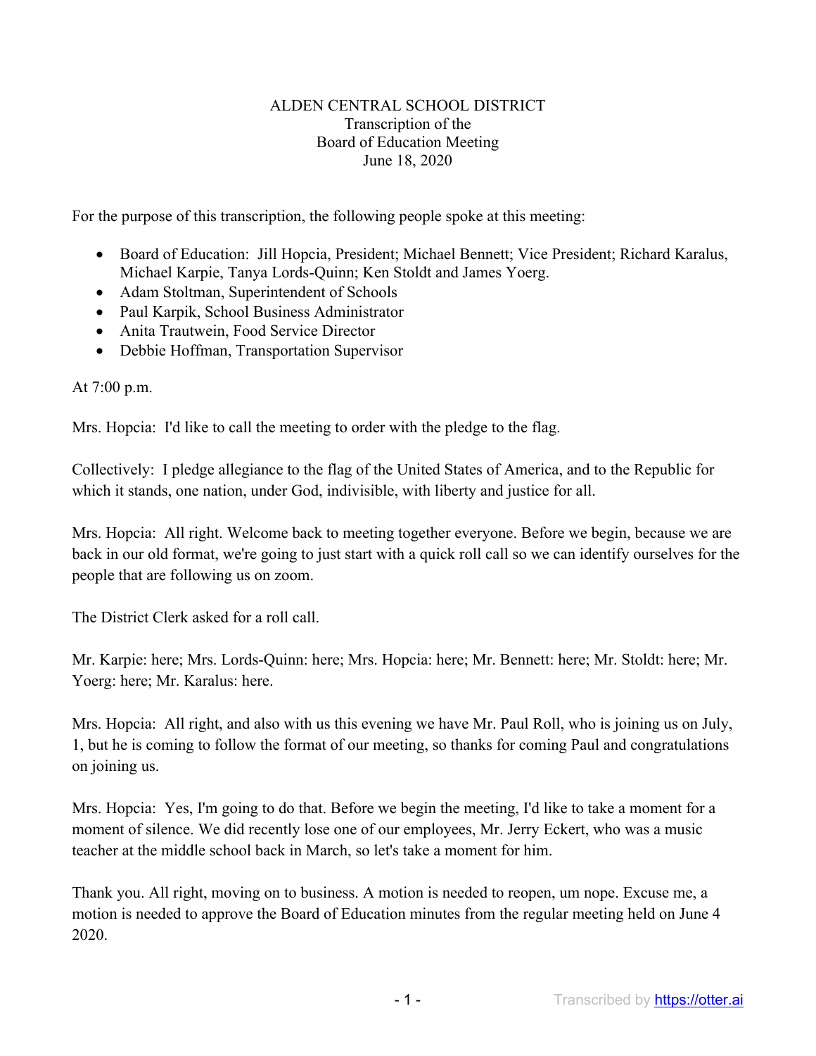ALDEN CENTRAL SCHOOL DISTRICT
Transcription of the
Board of Education Meeting
June 18, 2020

For the purpose of this transcription, the following people spoke at this meeting:

- Board of Education: Jill Hopcia, President; Michael Bennett; Vice President; Richard Karalus, Michael Karpie, Tanya Lords-Quinn; Ken Stoldt and James Yoerg.
- Adam Stoltman, Superintendent of Schools
- Paul Karpik, School Business Administrator
- Anita Trautwein, Food Service Director
- Debbie Hoffman, Transportation Supervisor

At 7:00 p.m.

Mrs. Hopcia: I'd like to call the meeting to order with the pledge to the flag.

Collectively: I pledge allegiance to the flag of the United States of America, and to the Republic for which it stands, one nation, under God, indivisible, with liberty and justice for all.

Mrs. Hopcia: All right. Welcome back to meeting together everyone. Before we begin, because we are back in our old format, we're going to just start with a quick roll call so we can identify ourselves for the people that are following us on zoom.

The District Clerk asked for a roll call.

Mr. Karpie: here; Mrs. Lords-Quinn: here; Mrs. Hopcia: here; Mr. Bennett: here; Mr. Stoldt: here; Mr. Yoerg: here; Mr. Karalus: here.

Mrs. Hopcia: All right, and also with us this evening we have Mr. Paul Roll, who is joining us on July, 1, but he is coming to follow the format of our meeting, so thanks for coming Paul and congratulations on joining us.

Mrs. Hopcia: Yes, I'm going to do that. Before we begin the meeting, I'd like to take a moment for a moment of silence. We did recently lose one of our employees, Mr. Jerry Eckert, who was a music teacher at the middle school back in March, so let's take a moment for him.

Thank you. All right, moving on to business. A motion is needed to reopen, um nope. Excuse me, a motion is needed to approve the Board of Education minutes from the regular meeting held on June 4 2020.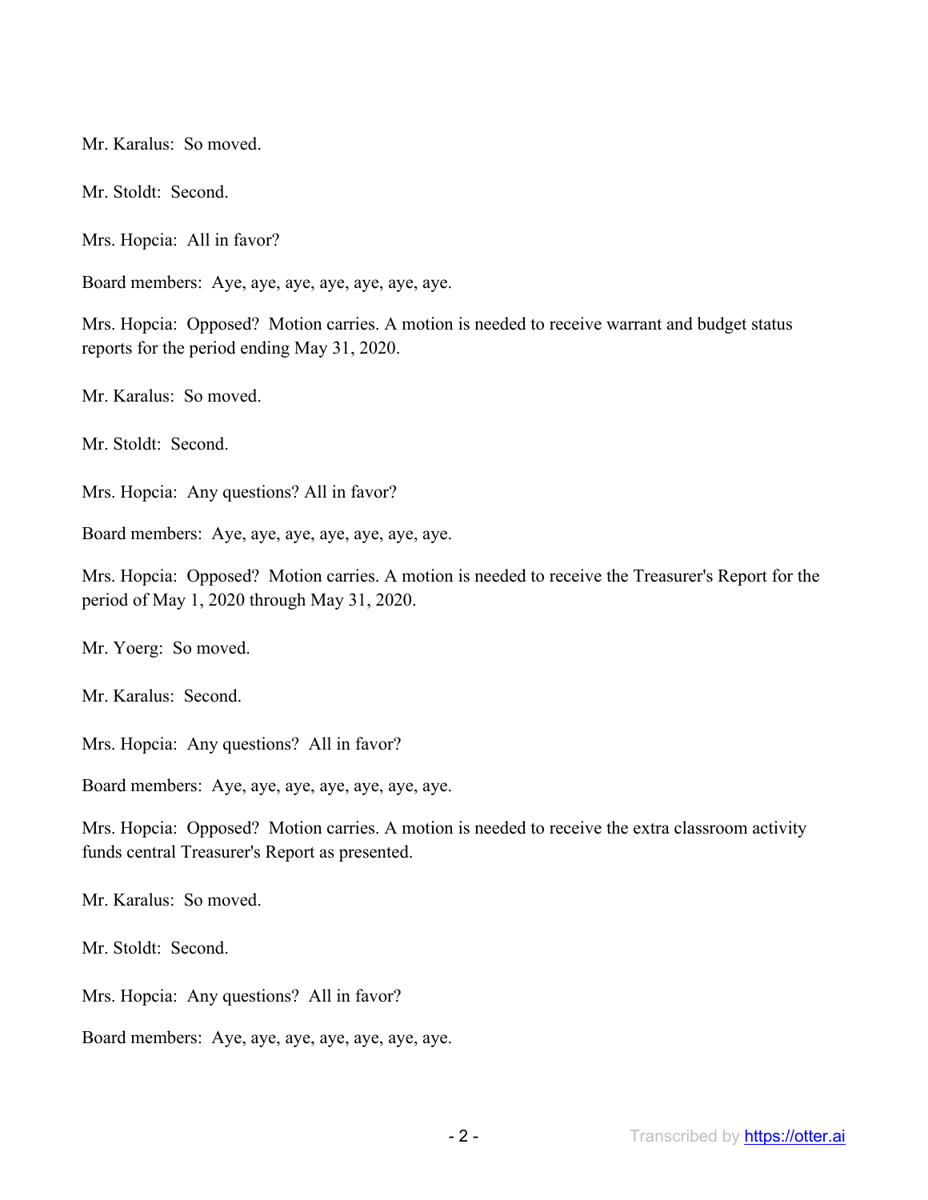Mr. Karalus: So moved.

Mr. Stoldt: Second.

Mrs. Hopcia: All in favor?

Board members: Aye, aye, aye, aye, aye, aye, aye.

Mrs. Hopcia: Opposed? Motion carries. A motion is needed to receive warrant and budget status reports for the period ending May 31, 2020.

Mr. Karalus: So moved.

Mr. Stoldt: Second.

Mrs. Hopcia: Any questions? All in favor?

Board members: Aye, aye, aye, aye, aye, aye, aye.

Mrs. Hopcia: Opposed? Motion carries. A motion is needed to receive the Treasurer's Report for the period of May 1, 2020 through May 31, 2020.

Mr. Yoerg: So moved.

Mr. Karalus: Second.

Mrs. Hopcia: Any questions? All in favor?

Board members: Aye, aye, aye, aye, aye, aye, aye.

Mrs. Hopcia: Opposed? Motion carries. A motion is needed to receive the extra classroom activity funds central Treasurer's Report as presented.

Mr. Karalus: So moved.

Mr. Stoldt: Second.

Mrs. Hopcia: Any questions? All in favor?

Board members: Aye, aye, aye, aye, aye, aye, aye.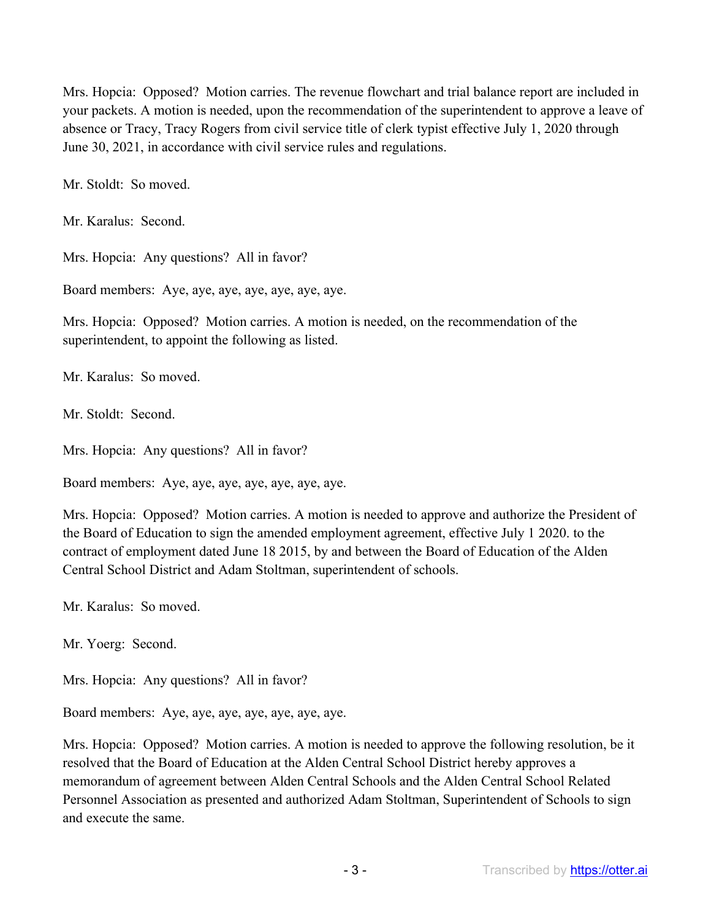Mrs. Hopcia: Opposed? Motion carries. The revenue flowchart and trial balance report are included in your packets. A motion is needed, upon the recommendation of the superintendent to approve a leave of absence or Tracy, Tracy Rogers from civil service title of clerk typist effective July 1, 2020 through June 30, 2021, in accordance with civil service rules and regulations.

Mr. Stoldt: So moved.

Mr. Karalus: Second.

Mrs. Hopcia: Any questions? All in favor?

Board members: Aye, aye, aye, aye, aye, aye, aye.

Mrs. Hopcia: Opposed? Motion carries. A motion is needed, on the recommendation of the superintendent, to appoint the following as listed.

Mr. Karalus: So moved.

Mr. Stoldt: Second.

Mrs. Hopcia: Any questions? All in favor?

Board members: Aye, aye, aye, aye, aye, aye, aye.

Mrs. Hopcia: Opposed? Motion carries. A motion is needed to approve and authorize the President of the Board of Education to sign the amended employment agreement, effective July 1 2020. to the contract of employment dated June 18 2015, by and between the Board of Education of the Alden Central School District and Adam Stoltman, superintendent of schools.

Mr. Karalus: So moved.

Mr. Yoerg: Second.

Mrs. Hopcia: Any questions? All in favor?

Board members: Aye, aye, aye, aye, aye, aye, aye.

Mrs. Hopcia: Opposed? Motion carries. A motion is needed to approve the following resolution, be it resolved that the Board of Education at the Alden Central School District hereby approves a memorandum of agreement between Alden Central Schools and the Alden Central School Related Personnel Association as presented and authorized Adam Stoltman, Superintendent of Schools to sign and execute the same.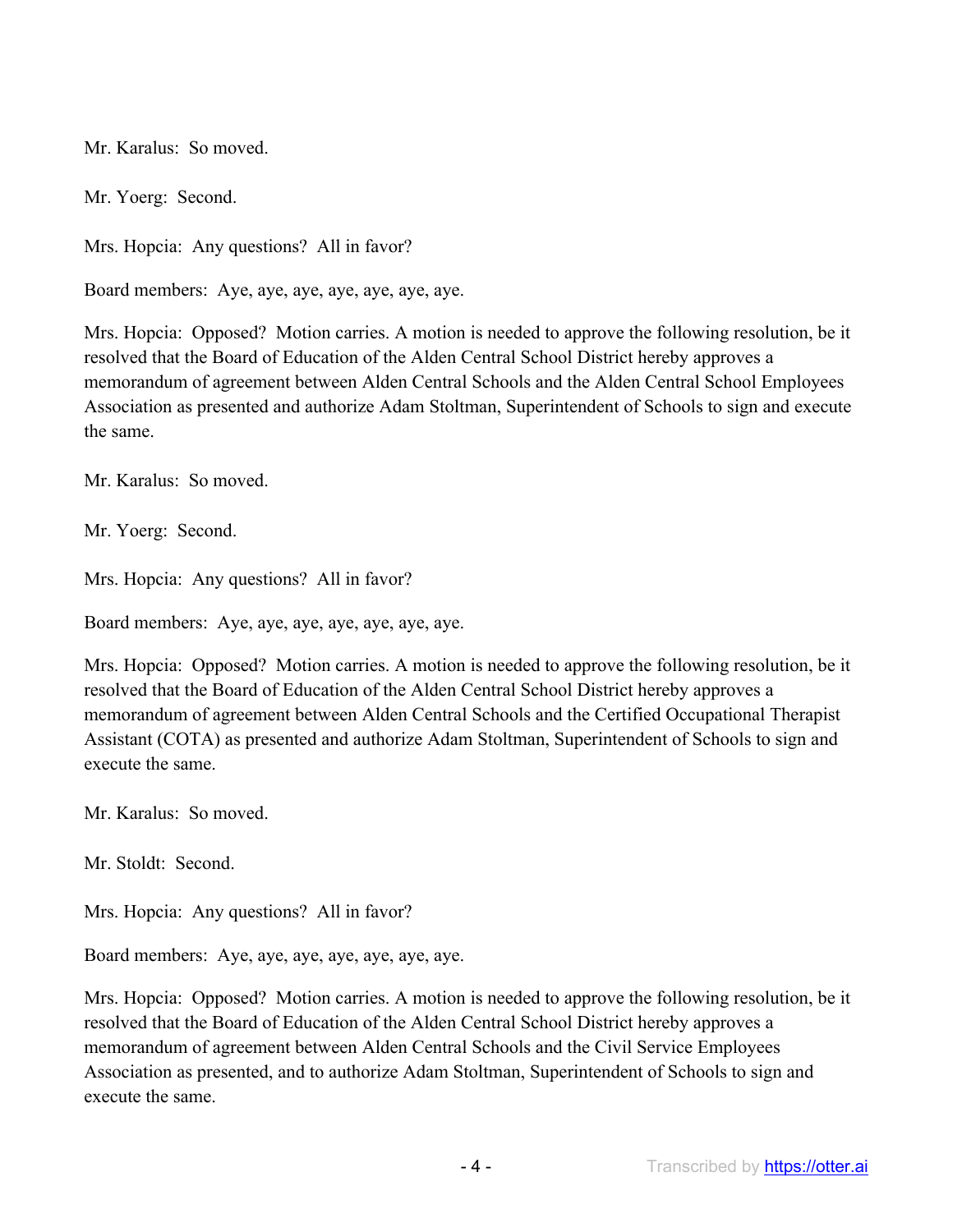Mr. Karalus: So moved.

Mr. Yoerg: Second.

Mrs. Hopcia: Any questions? All in favor?

Board members: Aye, aye, aye, aye, aye, aye, aye.

Mrs. Hopcia: Opposed? Motion carries. A motion is needed to approve the following resolution, be it resolved that the Board of Education of the Alden Central School District hereby approves a memorandum of agreement between Alden Central Schools and the Alden Central School Employees Association as presented and authorize Adam Stoltman, Superintendent of Schools to sign and execute the same.

Mr. Karalus: So moved.

Mr. Yoerg: Second.

Mrs. Hopcia: Any questions? All in favor?

Board members: Aye, aye, aye, aye, aye, aye, aye.

Mrs. Hopcia: Opposed? Motion carries. A motion is needed to approve the following resolution, be it resolved that the Board of Education of the Alden Central School District hereby approves a memorandum of agreement between Alden Central Schools and the Certified Occupational Therapist Assistant (COTA) as presented and authorize Adam Stoltman, Superintendent of Schools to sign and execute the same.

Mr. Karalus: So moved.

Mr. Stoldt: Second.

Mrs. Hopcia: Any questions? All in favor?

Board members: Aye, aye, aye, aye, aye, aye, aye.

Mrs. Hopcia: Opposed? Motion carries. A motion is needed to approve the following resolution, be it resolved that the Board of Education of the Alden Central School District hereby approves a memorandum of agreement between Alden Central Schools and the Civil Service Employees Association as presented, and to authorize Adam Stoltman, Superintendent of Schools to sign and execute the same.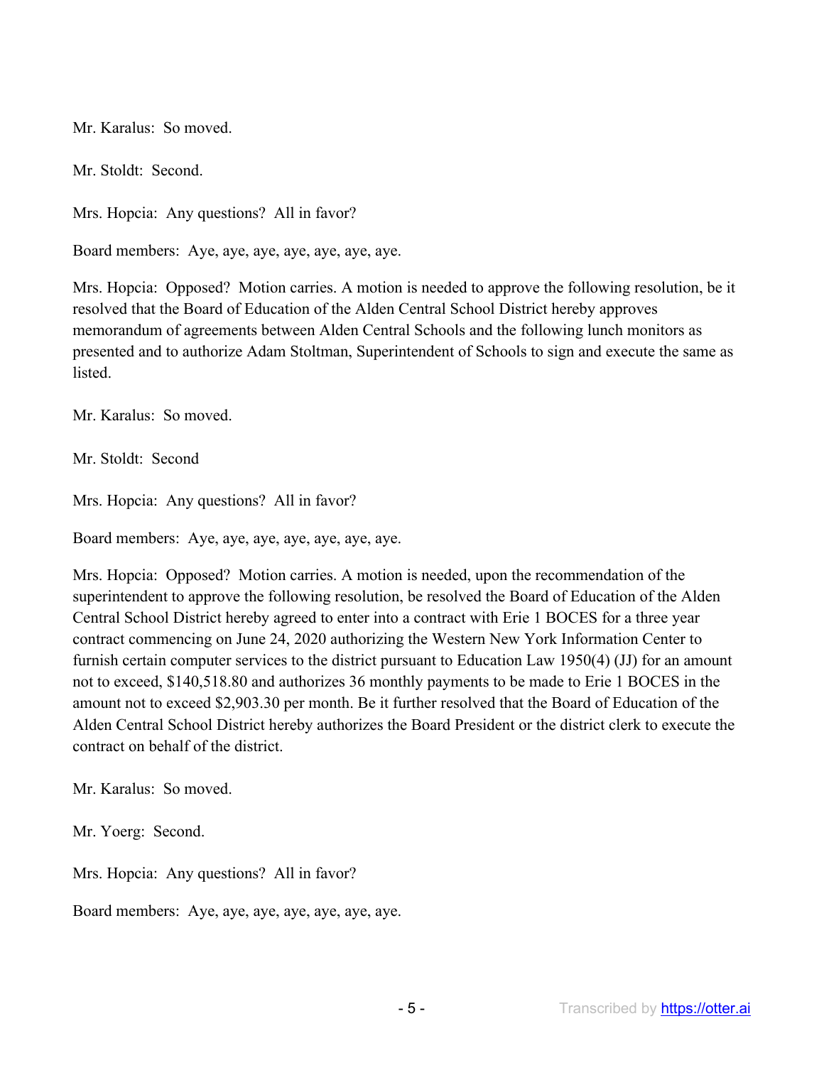Mr. Karalus: So moved.

Mr. Stoldt: Second.

Mrs. Hopcia: Any questions? All in favor?

Board members: Aye, aye, aye, aye, aye, aye, aye.

Mrs. Hopcia: Opposed? Motion carries. A motion is needed to approve the following resolution, be it resolved that the Board of Education of the Alden Central School District hereby approves memorandum of agreements between Alden Central Schools and the following lunch monitors as presented and to authorize Adam Stoltman, Superintendent of Schools to sign and execute the same as listed.

Mr. Karalus: So moved.

Mr. Stoldt: Second

Mrs. Hopcia: Any questions? All in favor?

Board members: Aye, aye, aye, aye, aye, aye, aye.

Mrs. Hopcia: Opposed? Motion carries. A motion is needed, upon the recommendation of the superintendent to approve the following resolution, be resolved the Board of Education of the Alden Central School District hereby agreed to enter into a contract with Erie 1 BOCES for a three year contract commencing on June 24, 2020 authorizing the Western New York Information Center to furnish certain computer services to the district pursuant to Education Law 1950(4) (JJ) for an amount not to exceed, $140,518.80 and authorizes 36 monthly payments to be made to Erie 1 BOCES in the amount not to exceed $2,903.30 per month. Be it further resolved that the Board of Education of the Alden Central School District hereby authorizes the Board President or the district clerk to execute the contract on behalf of the district.

Mr. Karalus: So moved.

Mr. Yoerg: Second.

Mrs. Hopcia: Any questions? All in favor?

Board members: Aye, aye, aye, aye, aye, aye, aye.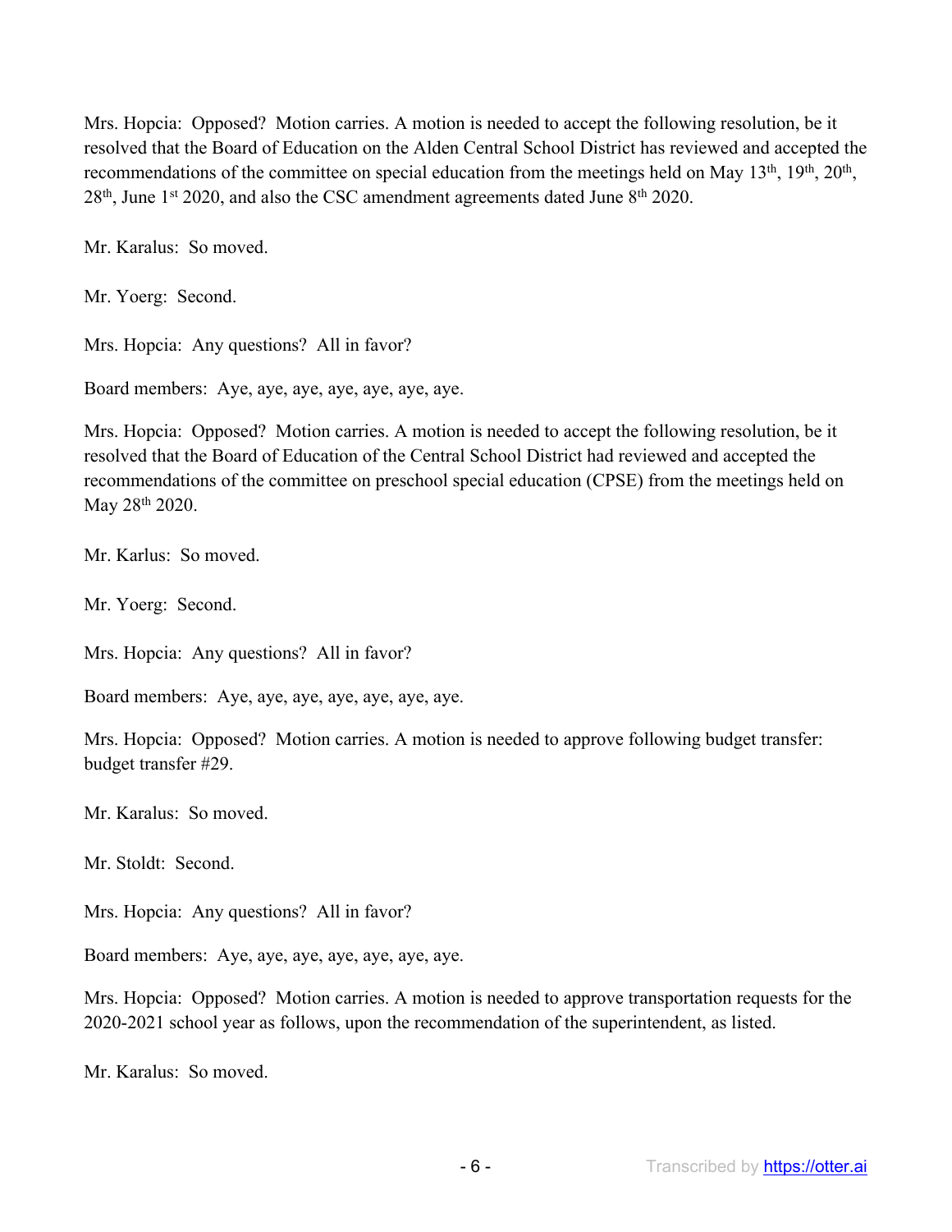Mrs. Hopcia: Opposed? Motion carries. A motion is needed to accept the following resolution, be it resolved that the Board of Education on the Alden Central School District has reviewed and accepted the recommendations of the committee on special education from the meetings held on May 13th, 19th, 20th, 28th, June 1st 2020, and also the CSC amendment agreements dated June 8th 2020.

Mr. Karalus: So moved.

Mr. Yoerg: Second.

Mrs. Hopcia: Any questions? All in favor?

Board members: Aye, aye, aye, aye, aye, aye, aye.

Mrs. Hopcia: Opposed? Motion carries. A motion is needed to accept the following resolution, be it resolved that the Board of Education of the Central School District had reviewed and accepted the recommendations of the committee on preschool special education (CPSE) from the meetings held on May 28th 2020.

Mr. Karlus: So moved.

Mr. Yoerg: Second.

Mrs. Hopcia: Any questions? All in favor?

Board members: Aye, aye, aye, aye, aye, aye, aye.

Mrs. Hopcia: Opposed? Motion carries. A motion is needed to approve following budget transfer: budget transfer #29.

Mr. Karalus: So moved.

Mr. Stoldt: Second.

Mrs. Hopcia: Any questions? All in favor?

Board members: Aye, aye, aye, aye, aye, aye, aye.

Mrs. Hopcia: Opposed? Motion carries. A motion is needed to approve transportation requests for the 2020-2021 school year as follows, upon the recommendation of the superintendent, as listed.

Mr. Karalus: So moved.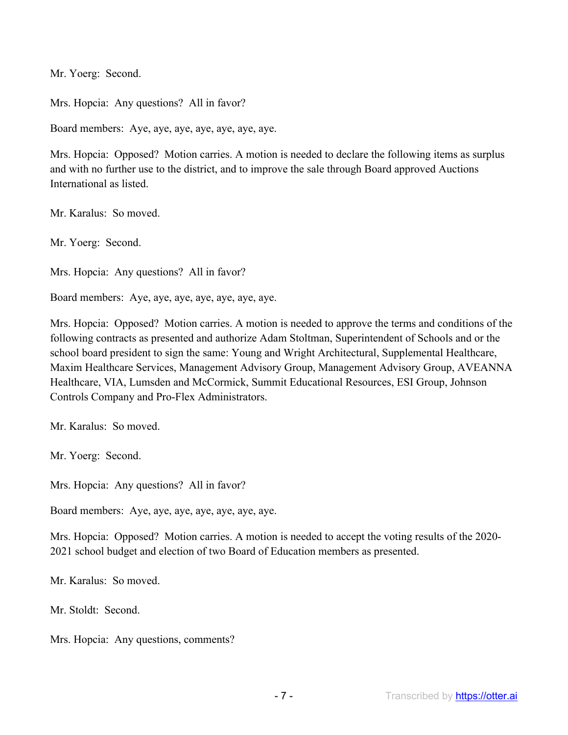Mr. Yoerg: Second.

Mrs. Hopcia: Any questions? All in favor?

Board members: Aye, aye, aye, aye, aye, aye, aye.

Mrs. Hopcia: Opposed? Motion carries. A motion is needed to declare the following items as surplus and with no further use to the district, and to improve the sale through Board approved Auctions International as listed.

Mr. Karalus: So moved.

Mr. Yoerg: Second.

Mrs. Hopcia: Any questions? All in favor?

Board members: Aye, aye, aye, aye, aye, aye, aye.

Mrs. Hopcia: Opposed? Motion carries. A motion is needed to approve the terms and conditions of the following contracts as presented and authorize Adam Stoltman, Superintendent of Schools and or the school board president to sign the same: Young and Wright Architectural, Supplemental Healthcare, Maxim Healthcare Services, Management Advisory Group, Management Advisory Group, AVEANNA Healthcare, VIA, Lumsden and McCormick, Summit Educational Resources, ESI Group, Johnson Controls Company and Pro-Flex Administrators.

Mr. Karalus: So moved.

Mr. Yoerg: Second.

Mrs. Hopcia: Any questions? All in favor?

Board members: Aye, aye, aye, aye, aye, aye, aye.

Mrs. Hopcia: Opposed? Motion carries. A motion is needed to accept the voting results of the 2020-2021 school budget and election of two Board of Education members as presented.

Mr. Karalus: So moved.

Mr. Stoldt: Second.

Mrs. Hopcia: Any questions, comments?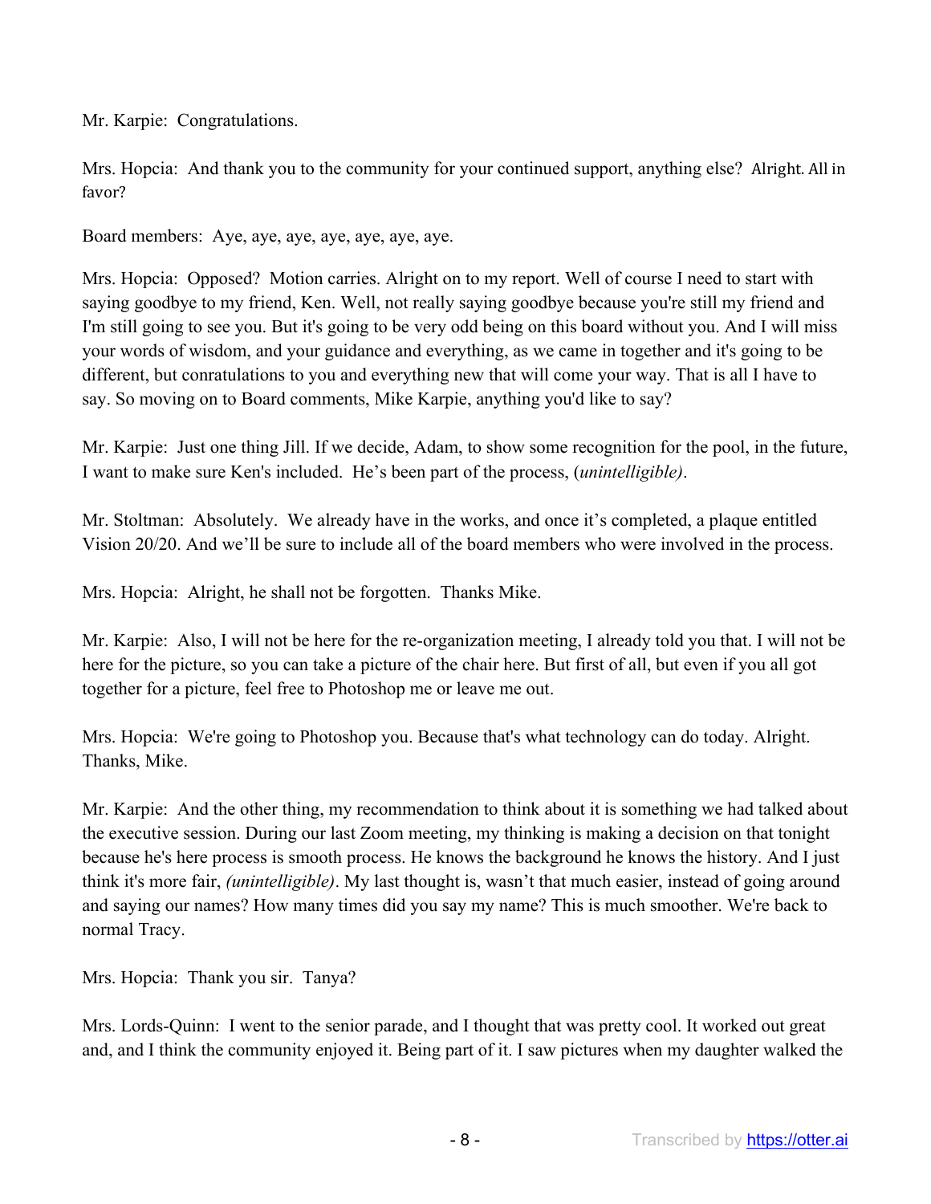Mr. Karpie: Congratulations.

Mrs. Hopcia: And thank you to the community for your continued support, anything else? Alright. All in favor?

Board members: Aye, aye, aye, aye, aye, aye, aye.

Mrs. Hopcia: Opposed? Motion carries. Alright on to my report. Well of course I need to start with saying goodbye to my friend, Ken. Well, not really saying goodbye because you're still my friend and I'm still going to see you. But it's going to be very odd being on this board without you. And I will miss your words of wisdom, and your guidance and everything, as we came in together and it's going to be different, but conratulations to you and everything new that will come your way. That is all I have to say. So moving on to Board comments, Mike Karpie, anything you'd like to say?

Mr. Karpie: Just one thing Jill. If we decide, Adam, to show some recognition for the pool, in the future, I want to make sure Ken's included. He's been part of the process, (*unintelligible)*.

Mr. Stoltman: Absolutely. We already have in the works, and once it's completed, a plaque entitled Vision 20/20. And we'll be sure to include all of the board members who were involved in the process.

Mrs. Hopcia: Alright, he shall not be forgotten. Thanks Mike.

Mr. Karpie: Also, I will not be here for the re-organization meeting, I already told you that. I will not be here for the picture, so you can take a picture of the chair here. But first of all, but even if you all got together for a picture, feel free to Photoshop me or leave me out.

Mrs. Hopcia: We're going to Photoshop you. Because that's what technology can do today. Alright. Thanks, Mike.

Mr. Karpie: And the other thing, my recommendation to think about it is something we had talked about the executive session. During our last Zoom meeting, my thinking is making a decision on that tonight because he's here process is smooth process. He knows the background he knows the history. And I just think it's more fair, *(unintelligible)*. My last thought is, wasn't that much easier, instead of going around and saying our names? How many times did you say my name? This is much smoother. We're back to normal Tracy.

Mrs. Hopcia: Thank you sir. Tanya?

Mrs. Lords-Quinn: I went to the senior parade, and I thought that was pretty cool. It worked out great and, and I think the community enjoyed it. Being part of it. I saw pictures when my daughter walked the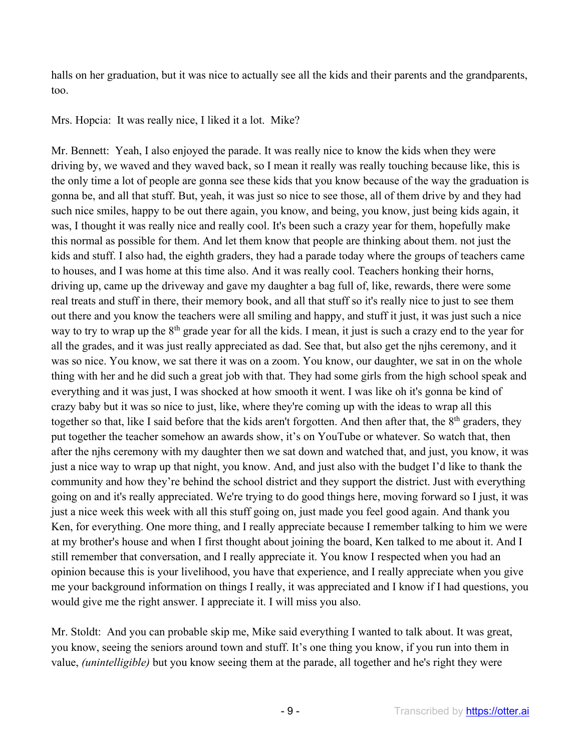halls on her graduation, but it was nice to actually see all the kids and their parents and the grandparents, too.

Mrs. Hopcia: It was really nice, I liked it a lot. Mike?

Mr. Bennett: Yeah, I also enjoyed the parade. It was really nice to know the kids when they were driving by, we waved and they waved back, so I mean it really was really touching because like, this is the only time a lot of people are gonna see these kids that you know because of the way the graduation is gonna be, and all that stuff. But, yeah, it was just so nice to see those, all of them drive by and they had such nice smiles, happy to be out there again, you know, and being, you know, just being kids again, it was, I thought it was really nice and really cool. It's been such a crazy year for them, hopefully make this normal as possible for them. And let them know that people are thinking about them. not just the kids and stuff. I also had, the eighth graders, they had a parade today where the groups of teachers came to houses, and I was home at this time also. And it was really cool. Teachers honking their horns, driving up, came up the driveway and gave my daughter a bag full of, like, rewards, there were some real treats and stuff in there, their memory book, and all that stuff so it's really nice to just to see them out there and you know the teachers were all smiling and happy, and stuff it just, it was just such a nice way to try to wrap up the 8th grade year for all the kids. I mean, it just is such a crazy end to the year for all the grades, and it was just really appreciated as dad. See that, but also get the njhs ceremony, and it was so nice. You know, we sat there it was on a zoom. You know, our daughter, we sat in on the whole thing with her and he did such a great job with that. They had some girls from the high school speak and everything and it was just, I was shocked at how smooth it went. I was like oh it's gonna be kind of crazy baby but it was so nice to just, like, where they're coming up with the ideas to wrap all this together so that, like I said before that the kids aren't forgotten. And then after that, the 8th graders, they put together the teacher somehow an awards show, it's on YouTube or whatever. So watch that, then after the njhs ceremony with my daughter then we sat down and watched that, and just, you know, it was just a nice way to wrap up that night, you know. And, and just also with the budget I'd like to thank the community and how they're behind the school district and they support the district. Just with everything going on and it's really appreciated. We're trying to do good things here, moving forward so I just, it was just a nice week this week with all this stuff going on, just made you feel good again. And thank you Ken, for everything. One more thing, and I really appreciate because I remember talking to him we were at my brother's house and when I first thought about joining the board, Ken talked to me about it. And I still remember that conversation, and I really appreciate it. You know I respected when you had an opinion because this is your livelihood, you have that experience, and I really appreciate when you give me your background information on things I really, it was appreciated and I know if I had questions, you would give me the right answer. I appreciate it. I will miss you also.

Mr. Stoldt: And you can probable skip me, Mike said everything I wanted to talk about. It was great, you know, seeing the seniors around town and stuff. It's one thing you know, if you run into them in value, *(unintelligible)* but you know seeing them at the parade, all together and he's right they were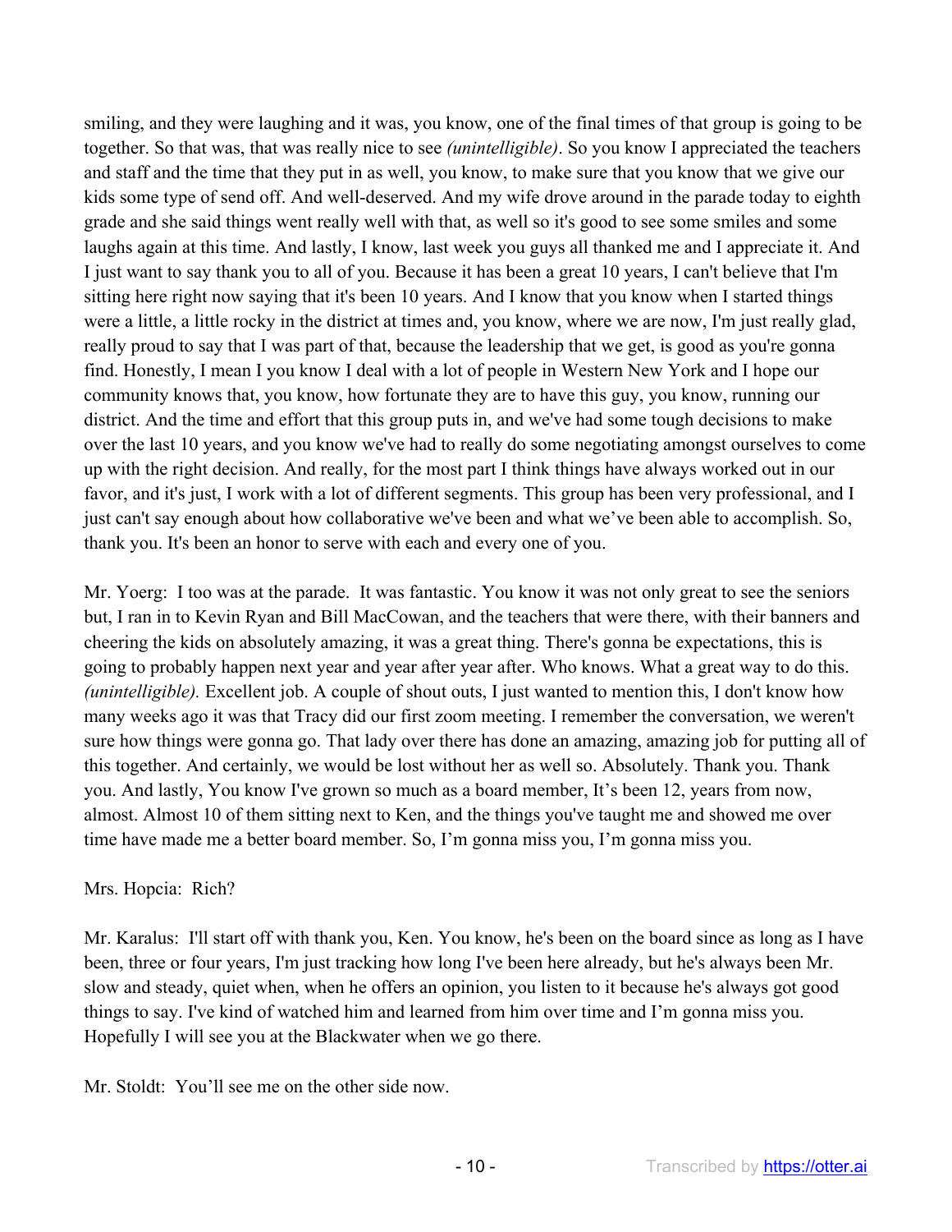smiling, and they were laughing and it was, you know, one of the final times of that group is going to be together. So that was, that was really nice to see *(unintelligible)*. So you know I appreciated the teachers and staff and the time that they put in as well, you know, to make sure that you know that we give our kids some type of send off. And well-deserved. And my wife drove around in the parade today to eighth grade and she said things went really well with that, as well so it's good to see some smiles and some laughs again at this time. And lastly, I know, last week you guys all thanked me and I appreciate it. And I just want to say thank you to all of you. Because it has been a great 10 years, I can't believe that I'm sitting here right now saying that it's been 10 years. And I know that you know when I started things were a little, a little rocky in the district at times and, you know, where we are now, I'm just really glad, really proud to say that I was part of that, because the leadership that we get, is good as you're gonna find. Honestly, I mean I you know I deal with a lot of people in Western New York and I hope our community knows that, you know, how fortunate they are to have this guy, you know, running our district. And the time and effort that this group puts in, and we've had some tough decisions to make over the last 10 years, and you know we've had to really do some negotiating amongst ourselves to come up with the right decision. And really, for the most part I think things have always worked out in our favor, and it's just, I work with a lot of different segments. This group has been very professional, and I just can't say enough about how collaborative we've been and what we've been able to accomplish. So, thank you. It's been an honor to serve with each and every one of you.

Mr. Yoerg: I too was at the parade. It was fantastic. You know it was not only great to see the seniors but, I ran in to Kevin Ryan and Bill MacCowan, and the teachers that were there, with their banners and cheering the kids on absolutely amazing, it was a great thing. There's gonna be expectations, this is going to probably happen next year and year after year after. Who knows. What a great way to do this. *(unintelligible).* Excellent job. A couple of shout outs, I just wanted to mention this, I don't know how many weeks ago it was that Tracy did our first zoom meeting. I remember the conversation, we weren't sure how things were gonna go. That lady over there has done an amazing, amazing job for putting all of this together. And certainly, we would be lost without her as well so. Absolutely. Thank you. Thank you. And lastly, You know I've grown so much as a board member, It's been 12, years from now, almost. Almost 10 of them sitting next to Ken, and the things you've taught me and showed me over time have made me a better board member. So, I'm gonna miss you, I'm gonna miss you.

Mrs. Hopcia: Rich?

Mr. Karalus: I'll start off with thank you, Ken. You know, he's been on the board since as long as I have been, three or four years, I'm just tracking how long I've been here already, but he's always been Mr. slow and steady, quiet when, when he offers an opinion, you listen to it because he's always got good things to say. I've kind of watched him and learned from him over time and I'm gonna miss you. Hopefully I will see you at the Blackwater when we go there.

Mr. Stoldt: You'll see me on the other side now.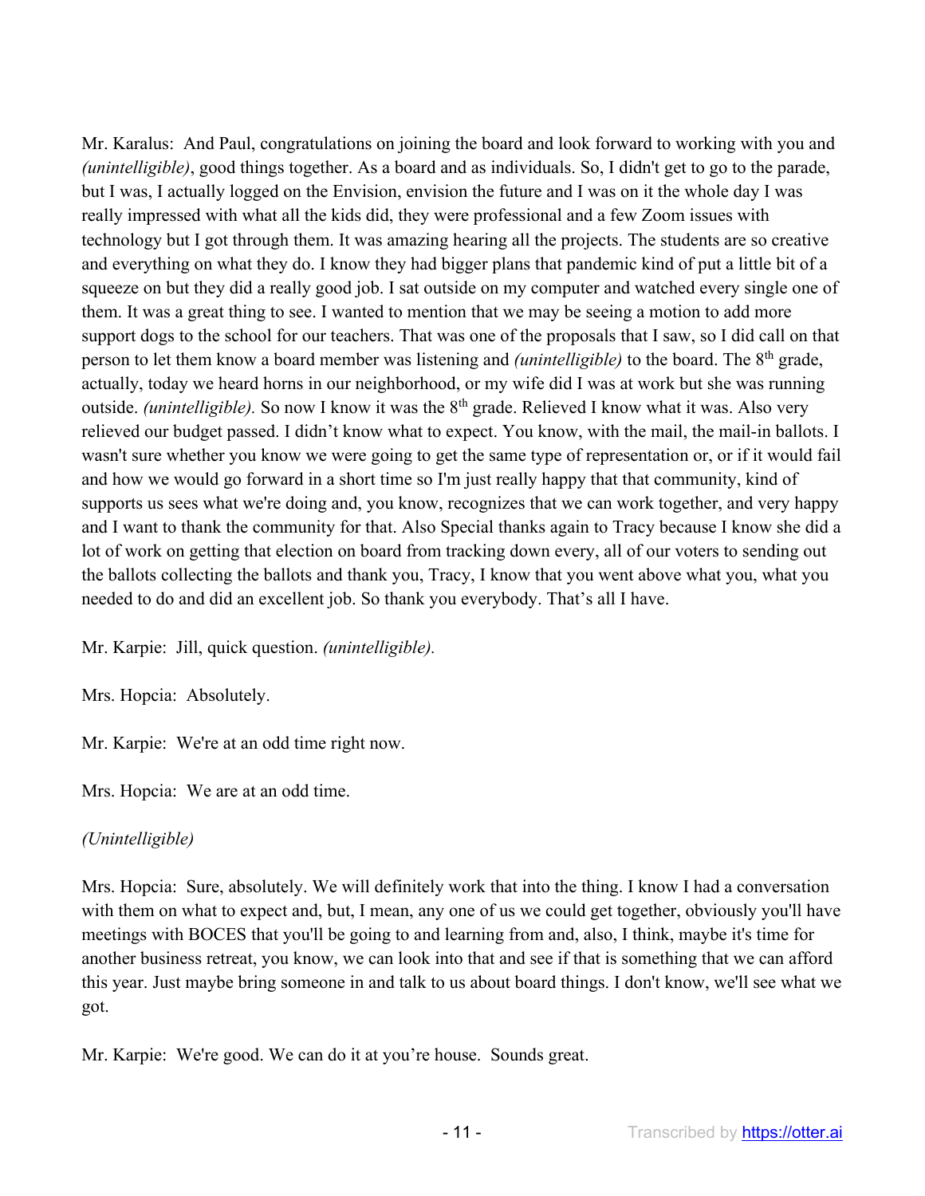Mr. Karalus: And Paul, congratulations on joining the board and look forward to working with you and *(unintelligible)*, good things together. As a board and as individuals. So, I didn't get to go to the parade, but I was, I actually logged on the Envision, envision the future and I was on it the whole day I was really impressed with what all the kids did, they were professional and a few Zoom issues with technology but I got through them. It was amazing hearing all the projects. The students are so creative and everything on what they do. I know they had bigger plans that pandemic kind of put a little bit of a squeeze on but they did a really good job. I sat outside on my computer and watched every single one of them. It was a great thing to see. I wanted to mention that we may be seeing a motion to add more support dogs to the school for our teachers. That was one of the proposals that I saw, so I did call on that person to let them know a board member was listening and *(unintelligible)* to the board. The 8th grade, actually, today we heard horns in our neighborhood, or my wife did I was at work but she was running outside. *(unintelligible).* So now I know it was the 8th grade. Relieved I know what it was. Also very relieved our budget passed. I didn't know what to expect. You know, with the mail, the mail-in ballots. I wasn't sure whether you know we were going to get the same type of representation or, or if it would fail and how we would go forward in a short time so I'm just really happy that that community, kind of supports us sees what we're doing and, you know, recognizes that we can work together, and very happy and I want to thank the community for that. Also Special thanks again to Tracy because I know she did a lot of work on getting that election on board from tracking down every, all of our voters to sending out the ballots collecting the ballots and thank you, Tracy, I know that you went above what you, what you needed to do and did an excellent job. So thank you everybody. That's all I have.

Mr. Karpie: Jill, quick question. *(unintelligible).*

Mrs. Hopcia: Absolutely.

Mr. Karpie: We're at an odd time right now.

Mrs. Hopcia: We are at an odd time.

*(Unintelligible)*

Mrs. Hopcia: Sure, absolutely. We will definitely work that into the thing. I know I had a conversation with them on what to expect and, but, I mean, any one of us we could get together, obviously you'll have meetings with BOCES that you'll be going to and learning from and, also, I think, maybe it's time for another business retreat, you know, we can look into that and see if that is something that we can afford this year. Just maybe bring someone in and talk to us about board things. I don't know, we'll see what we got.

Mr. Karpie: We're good. We can do it at you're house. Sounds great.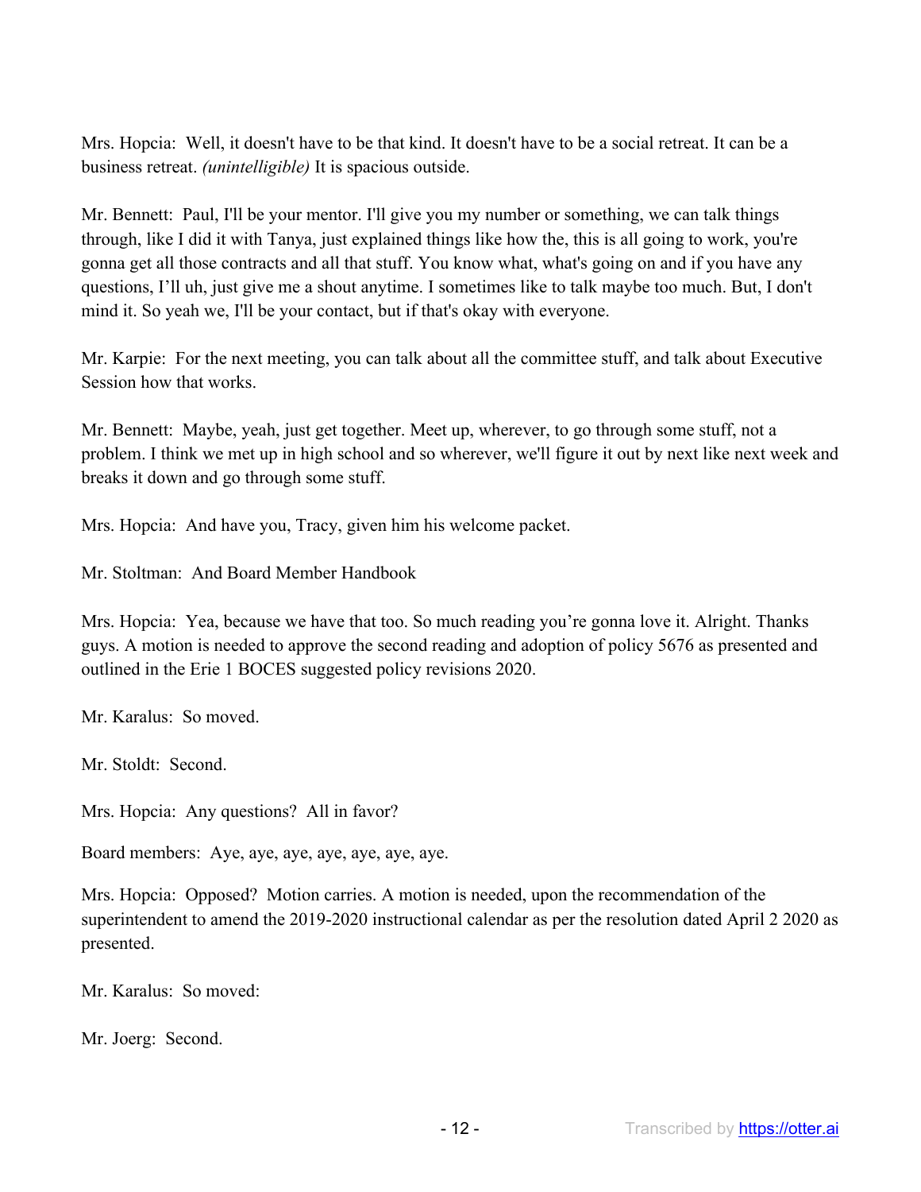Mrs. Hopcia: Well, it doesn't have to be that kind. It doesn't have to be a social retreat. It can be a business retreat. *(unintelligible)* It is spacious outside.

Mr. Bennett: Paul, I'll be your mentor. I'll give you my number or something, we can talk things through, like I did it with Tanya, just explained things like how the, this is all going to work, you're gonna get all those contracts and all that stuff. You know what, what's going on and if you have any questions, I'll uh, just give me a shout anytime. I sometimes like to talk maybe too much. But, I don't mind it. So yeah we, I'll be your contact, but if that's okay with everyone.

Mr. Karpie: For the next meeting, you can talk about all the committee stuff, and talk about Executive Session how that works.

Mr. Bennett: Maybe, yeah, just get together. Meet up, wherever, to go through some stuff, not a problem. I think we met up in high school and so wherever, we'll figure it out by next like next week and breaks it down and go through some stuff.

Mrs. Hopcia: And have you, Tracy, given him his welcome packet.

Mr. Stoltman: And Board Member Handbook

Mrs. Hopcia: Yea, because we have that too. So much reading you're gonna love it. Alright. Thanks guys. A motion is needed to approve the second reading and adoption of policy 5676 as presented and outlined in the Erie 1 BOCES suggested policy revisions 2020.

Mr. Karalus: So moved.

Mr. Stoldt: Second.

Mrs. Hopcia: Any questions? All in favor?

Board members: Aye, aye, aye, aye, aye, aye, aye.

Mrs. Hopcia: Opposed? Motion carries. A motion is needed, upon the recommendation of the superintendent to amend the 2019-2020 instructional calendar as per the resolution dated April 2 2020 as presented.

Mr. Karalus: So moved:

Mr. Joerg: Second.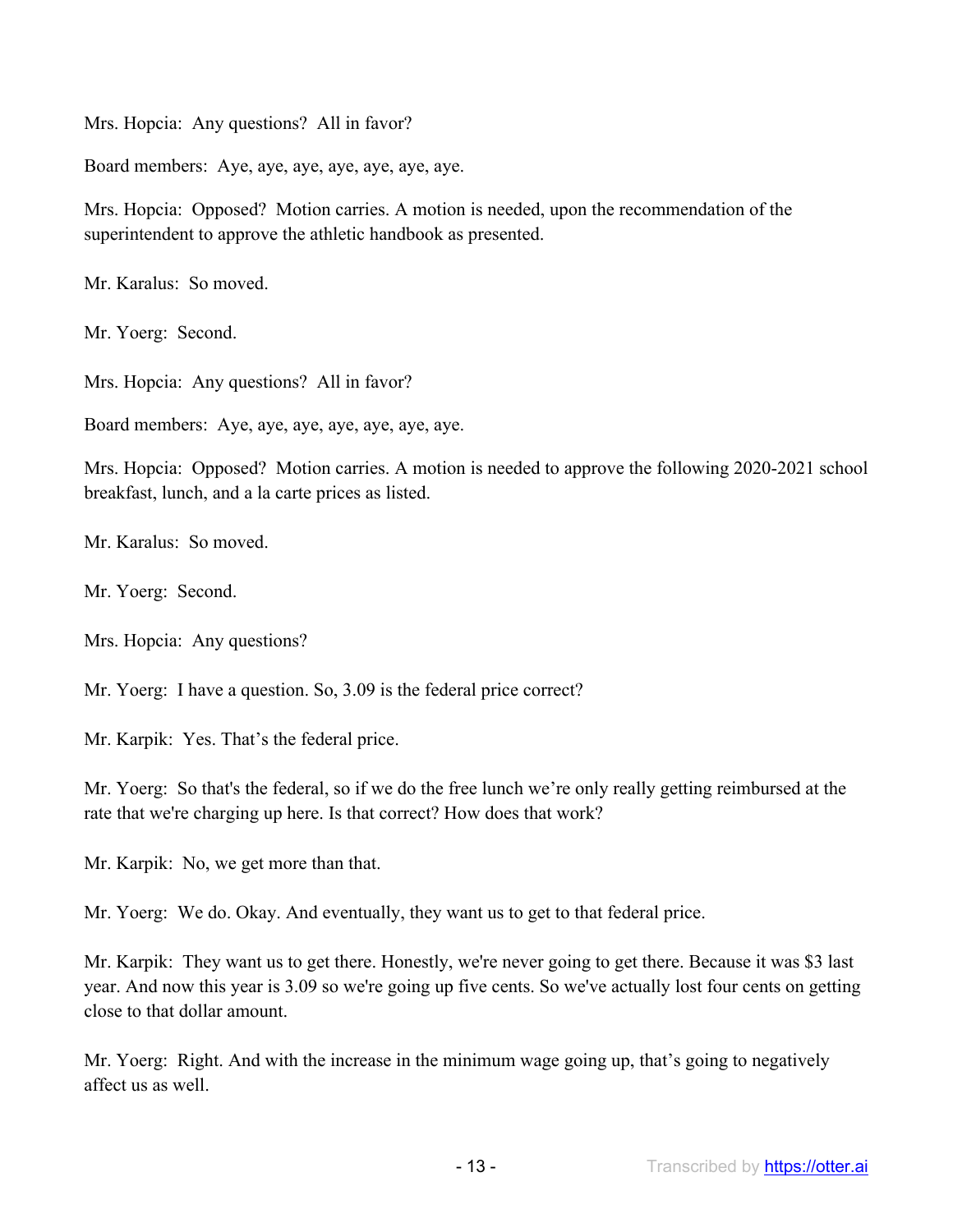Mrs. Hopcia: Any questions? All in favor?

Board members: Aye, aye, aye, aye, aye, aye, aye.

Mrs. Hopcia: Opposed? Motion carries. A motion is needed, upon the recommendation of the superintendent to approve the athletic handbook as presented.

Mr. Karalus: So moved.

Mr. Yoerg: Second.

Mrs. Hopcia: Any questions? All in favor?

Board members: Aye, aye, aye, aye, aye, aye, aye.

Mrs. Hopcia: Opposed? Motion carries. A motion is needed to approve the following 2020-2021 school breakfast, lunch, and a la carte prices as listed.

Mr. Karalus: So moved.

Mr. Yoerg: Second.

Mrs. Hopcia: Any questions?

Mr. Yoerg: I have a question. So, 3.09 is the federal price correct?

Mr. Karpik: Yes. That's the federal price.

Mr. Yoerg: So that's the federal, so if we do the free lunch we're only really getting reimbursed at the rate that we're charging up here. Is that correct? How does that work?

Mr. Karpik: No, we get more than that.

Mr. Yoerg: We do. Okay. And eventually, they want us to get to that federal price.

Mr. Karpik: They want us to get there. Honestly, we're never going to get there. Because it was $3 last year. And now this year is 3.09 so we're going up five cents. So we've actually lost four cents on getting close to that dollar amount.

Mr. Yoerg: Right. And with the increase in the minimum wage going up, that's going to negatively affect us as well.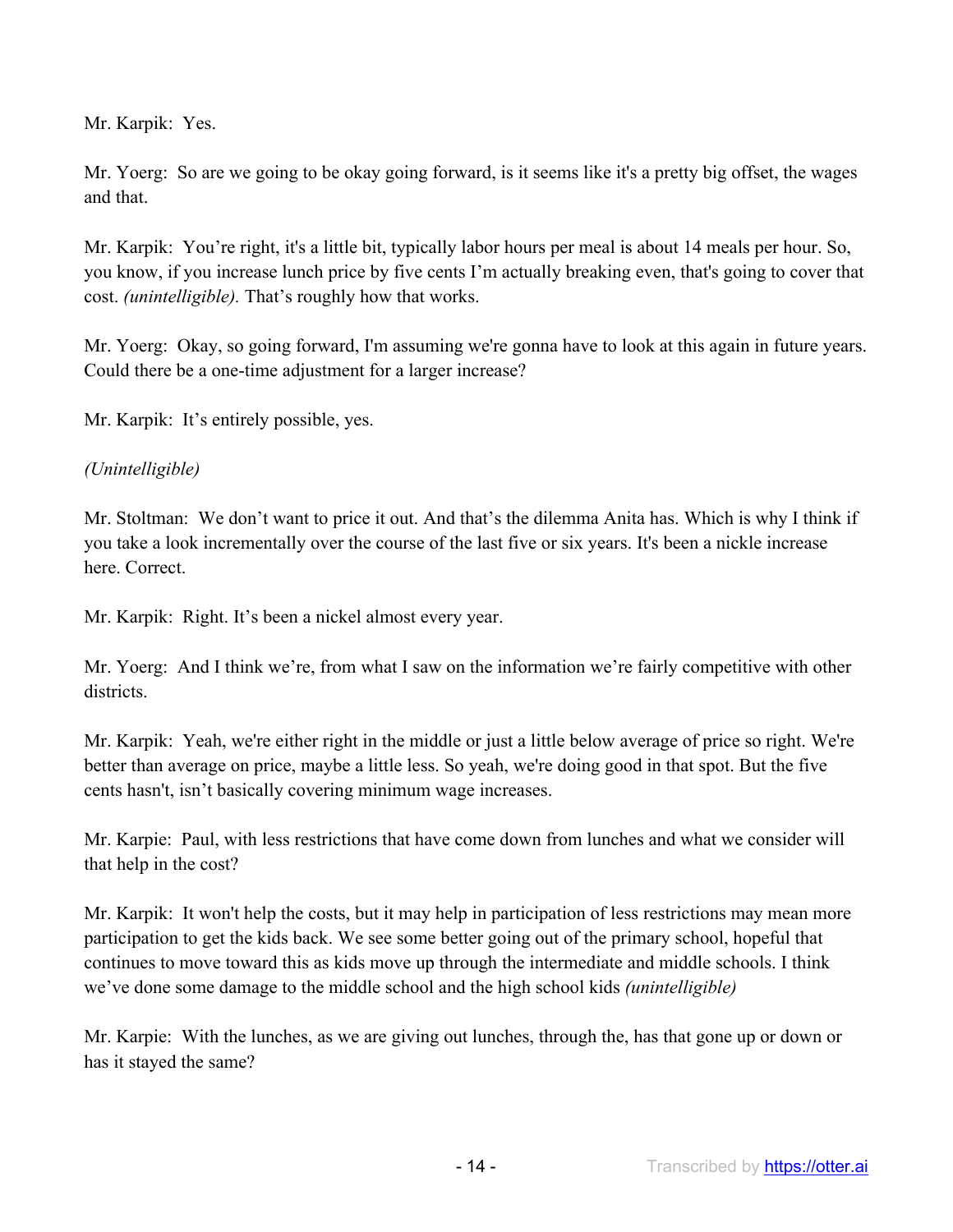Mr. Karpik: Yes.

Mr. Yoerg: So are we going to be okay going forward, is it seems like it's a pretty big offset, the wages and that.

Mr. Karpik: You're right, it's a little bit, typically labor hours per meal is about 14 meals per hour. So, you know, if you increase lunch price by five cents I'm actually breaking even, that's going to cover that cost. *(unintelligible).* That's roughly how that works.

Mr. Yoerg: Okay, so going forward, I'm assuming we're gonna have to look at this again in future years. Could there be a one-time adjustment for a larger increase?

Mr. Karpik: It's entirely possible, yes.

*(Unintelligible)*

Mr. Stoltman: We don't want to price it out. And that's the dilemma Anita has. Which is why I think if you take a look incrementally over the course of the last five or six years. It's been a nickle increase here. Correct.

Mr. Karpik: Right. It's been a nickel almost every year.

Mr. Yoerg: And I think we're, from what I saw on the information we're fairly competitive with other districts.

Mr. Karpik: Yeah, we're either right in the middle or just a little below average of price so right. We're better than average on price, maybe a little less. So yeah, we're doing good in that spot. But the five cents hasn't, isn't basically covering minimum wage increases.

Mr. Karpie: Paul, with less restrictions that have come down from lunches and what we consider will that help in the cost?

Mr. Karpik: It won't help the costs, but it may help in participation of less restrictions may mean more participation to get the kids back. We see some better going out of the primary school, hopeful that continues to move toward this as kids move up through the intermediate and middle schools. I think we've done some damage to the middle school and the high school kids *(unintelligible)*

Mr. Karpie: With the lunches, as we are giving out lunches, through the, has that gone up or down or has it stayed the same?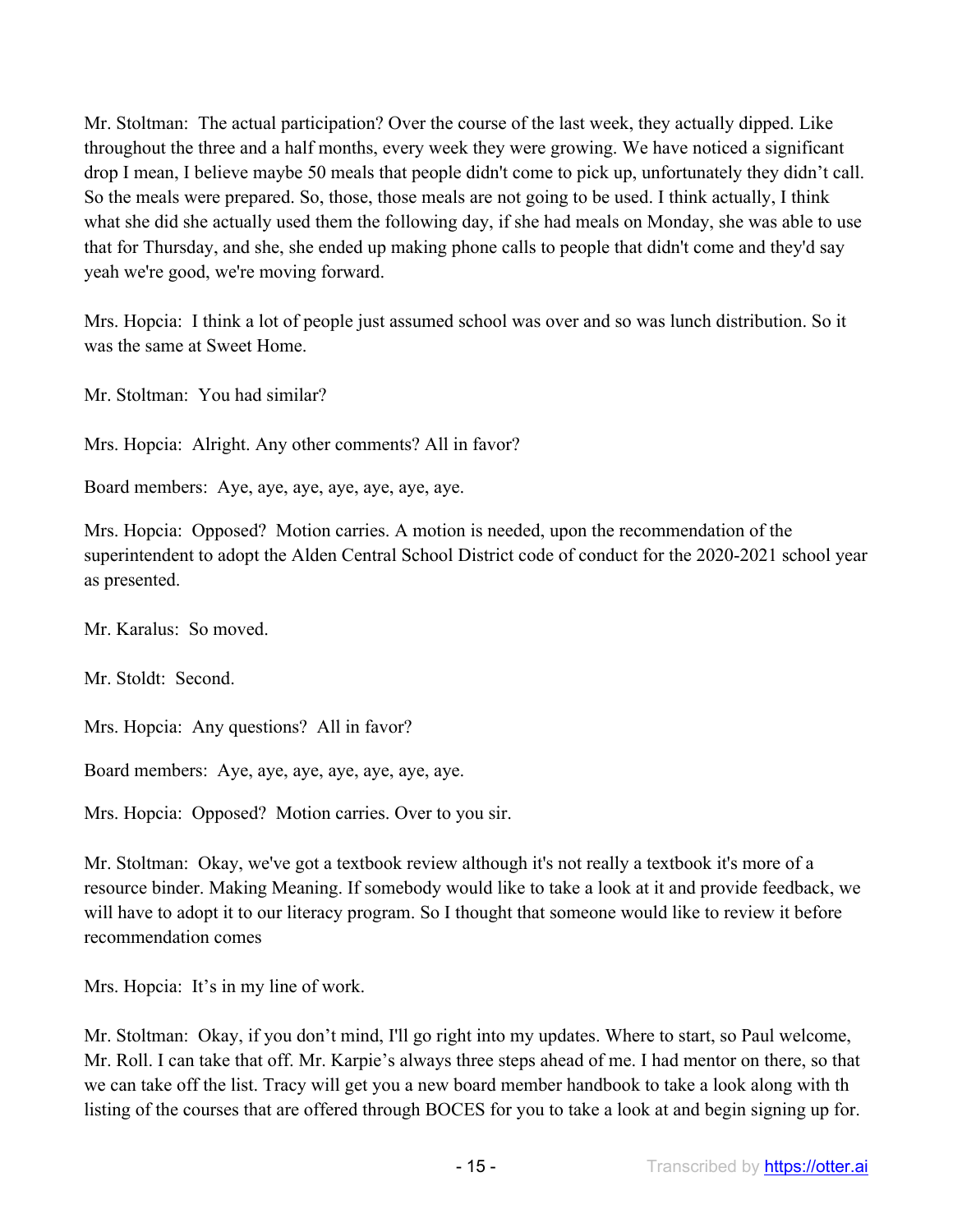Mr. Stoltman: The actual participation? Over the course of the last week, they actually dipped. Like throughout the three and a half months, every week they were growing. We have noticed a significant drop I mean, I believe maybe 50 meals that people didn't come to pick up, unfortunately they didn't call. So the meals were prepared. So, those, those meals are not going to be used. I think actually, I think what she did she actually used them the following day, if she had meals on Monday, she was able to use that for Thursday, and she, she ended up making phone calls to people that didn't come and they'd say yeah we're good, we're moving forward.

Mrs. Hopcia: I think a lot of people just assumed school was over and so was lunch distribution. So it was the same at Sweet Home.

Mr. Stoltman: You had similar?

Mrs. Hopcia: Alright. Any other comments? All in favor?

Board members: Aye, aye, aye, aye, aye, aye, aye.

Mrs. Hopcia: Opposed? Motion carries. A motion is needed, upon the recommendation of the superintendent to adopt the Alden Central School District code of conduct for the 2020-2021 school year as presented.

Mr. Karalus: So moved.

Mr. Stoldt: Second.

Mrs. Hopcia: Any questions? All in favor?

Board members: Aye, aye, aye, aye, aye, aye, aye.

Mrs. Hopcia: Opposed? Motion carries. Over to you sir.

Mr. Stoltman: Okay, we've got a textbook review although it's not really a textbook it's more of a resource binder. Making Meaning. If somebody would like to take a look at it and provide feedback, we will have to adopt it to our literacy program. So I thought that someone would like to review it before recommendation comes

Mrs. Hopcia: It's in my line of work.

Mr. Stoltman: Okay, if you don't mind, I'll go right into my updates. Where to start, so Paul welcome, Mr. Roll. I can take that off. Mr. Karpie's always three steps ahead of me. I had mentor on there, so that we can take off the list. Tracy will get you a new board member handbook to take a look along with th listing of the courses that are offered through BOCES for you to take a look at and begin signing up for.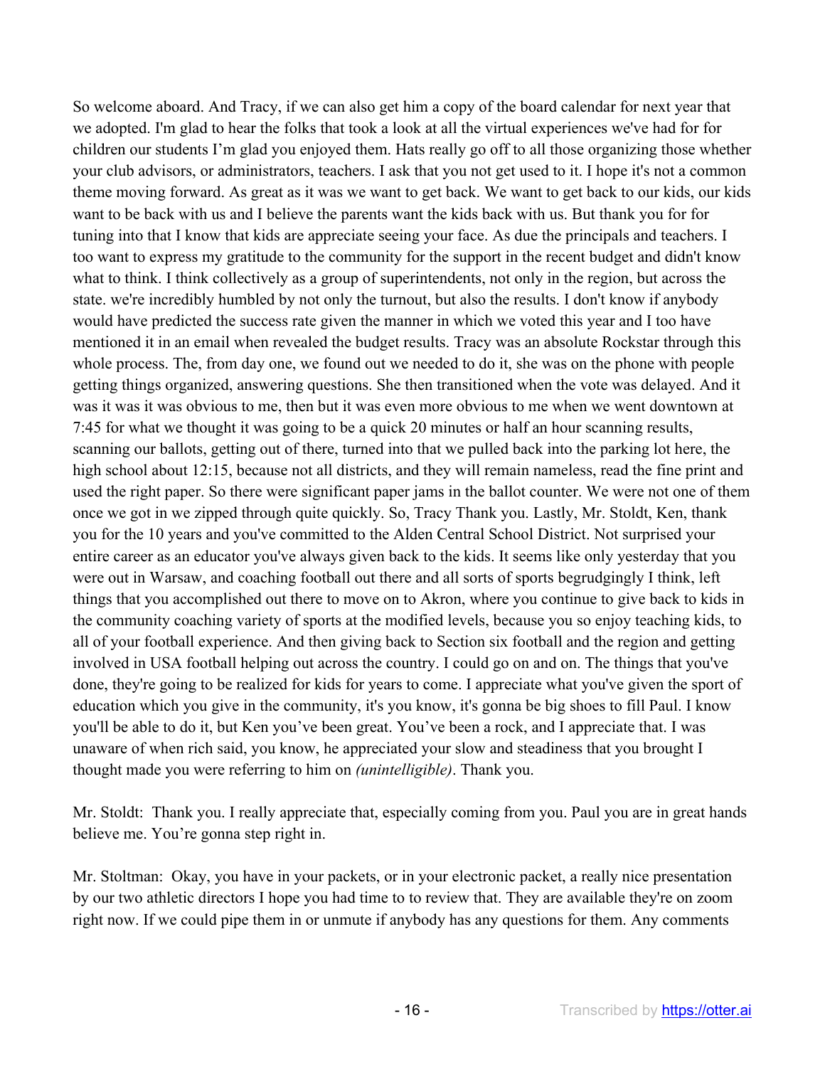So welcome aboard. And Tracy, if we can also get him a copy of the board calendar for next year that we adopted. I'm glad to hear the folks that took a look at all the virtual experiences we've had for for children our students I'm glad you enjoyed them. Hats really go off to all those organizing those whether your club advisors, or administrators, teachers. I ask that you not get used to it. I hope it's not a common theme moving forward. As great as it was we want to get back. We want to get back to our kids, our kids want to be back with us and I believe the parents want the kids back with us. But thank you for for tuning into that I know that kids are appreciate seeing your face. As due the principals and teachers. I too want to express my gratitude to the community for the support in the recent budget and didn't know what to think. I think collectively as a group of superintendents, not only in the region, but across the state. we're incredibly humbled by not only the turnout, but also the results. I don't know if anybody would have predicted the success rate given the manner in which we voted this year and I too have mentioned it in an email when revealed the budget results. Tracy was an absolute Rockstar through this whole process. The, from day one, we found out we needed to do it, she was on the phone with people getting things organized, answering questions. She then transitioned when the vote was delayed. And it was it was it was obvious to me, then but it was even more obvious to me when we went downtown at 7:45 for what we thought it was going to be a quick 20 minutes or half an hour scanning results, scanning our ballots, getting out of there, turned into that we pulled back into the parking lot here, the high school about 12:15, because not all districts, and they will remain nameless, read the fine print and used the right paper. So there were significant paper jams in the ballot counter. We were not one of them once we got in we zipped through quite quickly. So, Tracy Thank you. Lastly, Mr. Stoldt, Ken, thank you for the 10 years and you've committed to the Alden Central School District. Not surprised your entire career as an educator you've always given back to the kids. It seems like only yesterday that you were out in Warsaw, and coaching football out there and all sorts of sports begrudgingly I think, left things that you accomplished out there to move on to Akron, where you continue to give back to kids in the community coaching variety of sports at the modified levels, because you so enjoy teaching kids, to all of your football experience. And then giving back to Section six football and the region and getting involved in USA football helping out across the country. I could go on and on. The things that you've done, they're going to be realized for kids for years to come. I appreciate what you've given the sport of education which you give in the community, it's you know, it's gonna be big shoes to fill Paul. I know you'll be able to do it, but Ken you've been great. You've been a rock, and I appreciate that. I was unaware of when rich said, you know, he appreciated your slow and steadiness that you brought I thought made you were referring to him on *(unintelligible)*. Thank you.

Mr. Stoldt: Thank you. I really appreciate that, especially coming from you. Paul you are in great hands believe me. You're gonna step right in.

Mr. Stoltman: Okay, you have in your packets, or in your electronic packet, a really nice presentation by our two athletic directors I hope you had time to to review that. They are available they're on zoom right now. If we could pipe them in or unmute if anybody has any questions for them. Any comments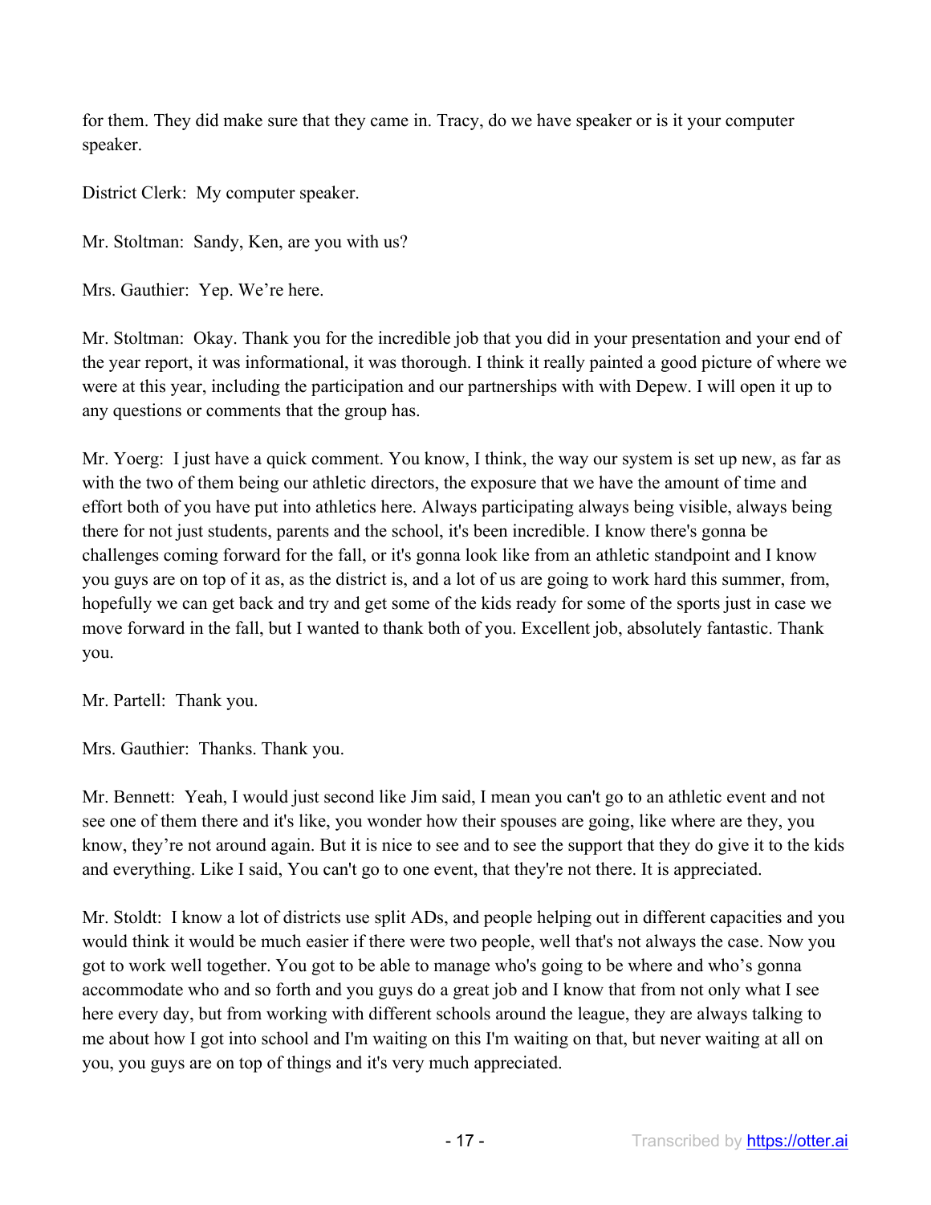for them. They did make sure that they came in. Tracy, do we have speaker or is it your computer speaker.

District Clerk: My computer speaker.

Mr. Stoltman: Sandy, Ken, are you with us?

Mrs. Gauthier: Yep. We're here.

Mr. Stoltman: Okay. Thank you for the incredible job that you did in your presentation and your end of the year report, it was informational, it was thorough. I think it really painted a good picture of where we were at this year, including the participation and our partnerships with with Depew. I will open it up to any questions or comments that the group has.

Mr. Yoerg: I just have a quick comment. You know, I think, the way our system is set up new, as far as with the two of them being our athletic directors, the exposure that we have the amount of time and effort both of you have put into athletics here. Always participating always being visible, always being there for not just students, parents and the school, it's been incredible. I know there's gonna be challenges coming forward for the fall, or it's gonna look like from an athletic standpoint and I know you guys are on top of it as, as the district is, and a lot of us are going to work hard this summer, from, hopefully we can get back and try and get some of the kids ready for some of the sports just in case we move forward in the fall, but I wanted to thank both of you. Excellent job, absolutely fantastic. Thank you.

Mr. Partell: Thank you.

Mrs. Gauthier: Thanks. Thank you.

Mr. Bennett: Yeah, I would just second like Jim said, I mean you can't go to an athletic event and not see one of them there and it's like, you wonder how their spouses are going, like where are they, you know, they're not around again. But it is nice to see and to see the support that they do give it to the kids and everything. Like I said, You can't go to one event, that they're not there. It is appreciated.

Mr. Stoldt: I know a lot of districts use split ADs, and people helping out in different capacities and you would think it would be much easier if there were two people, well that's not always the case. Now you got to work well together. You got to be able to manage who's going to be where and who's gonna accommodate who and so forth and you guys do a great job and I know that from not only what I see here every day, but from working with different schools around the league, they are always talking to me about how I got into school and I'm waiting on this I'm waiting on that, but never waiting at all on you, you guys are on top of things and it's very much appreciated.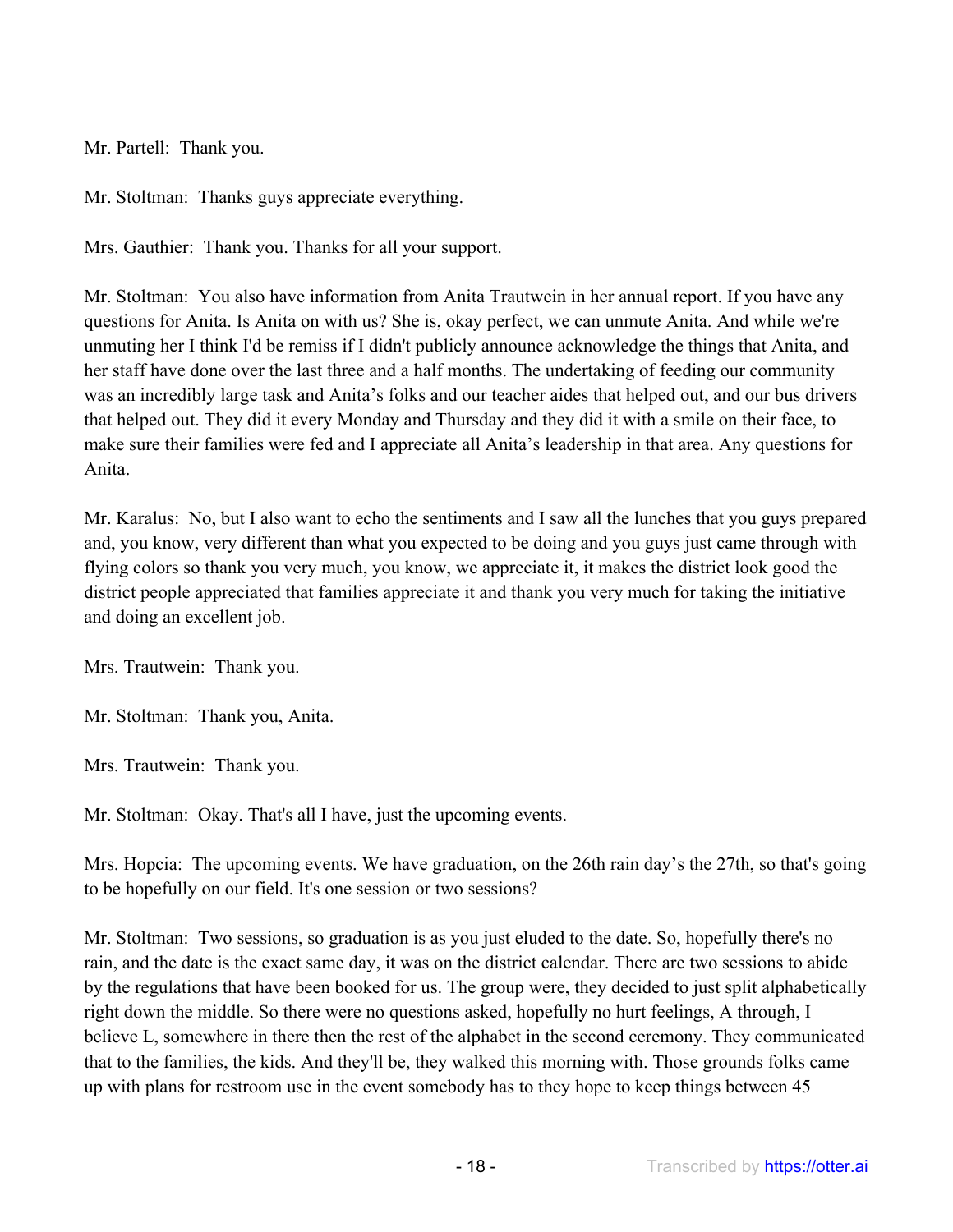Mr. Partell: Thank you.

Mr. Stoltman: Thanks guys appreciate everything.

Mrs. Gauthier: Thank you. Thanks for all your support.

Mr. Stoltman: You also have information from Anita Trautwein in her annual report. If you have any questions for Anita. Is Anita on with us? She is, okay perfect, we can unmute Anita. And while we're unmuting her I think I'd be remiss if I didn't publicly announce acknowledge the things that Anita, and her staff have done over the last three and a half months. The undertaking of feeding our community was an incredibly large task and Anita's folks and our teacher aides that helped out, and our bus drivers that helped out. They did it every Monday and Thursday and they did it with a smile on their face, to make sure their families were fed and I appreciate all Anita's leadership in that area. Any questions for Anita.

Mr. Karalus: No, but I also want to echo the sentiments and I saw all the lunches that you guys prepared and, you know, very different than what you expected to be doing and you guys just came through with flying colors so thank you very much, you know, we appreciate it, it makes the district look good the district people appreciated that families appreciate it and thank you very much for taking the initiative and doing an excellent job.

Mrs. Trautwein: Thank you.

Mr. Stoltman: Thank you, Anita.

Mrs. Trautwein: Thank you.

Mr. Stoltman: Okay. That's all I have, just the upcoming events.

Mrs. Hopcia: The upcoming events. We have graduation, on the 26th rain day's the 27th, so that's going to be hopefully on our field. It's one session or two sessions?

Mr. Stoltman: Two sessions, so graduation is as you just eluded to the date. So, hopefully there's no rain, and the date is the exact same day, it was on the district calendar. There are two sessions to abide by the regulations that have been booked for us. The group were, they decided to just split alphabetically right down the middle. So there were no questions asked, hopefully no hurt feelings, A through, I believe L, somewhere in there then the rest of the alphabet in the second ceremony. They communicated that to the families, the kids. And they'll be, they walked this morning with. Those grounds folks came up with plans for restroom use in the event somebody has to they hope to keep things between 45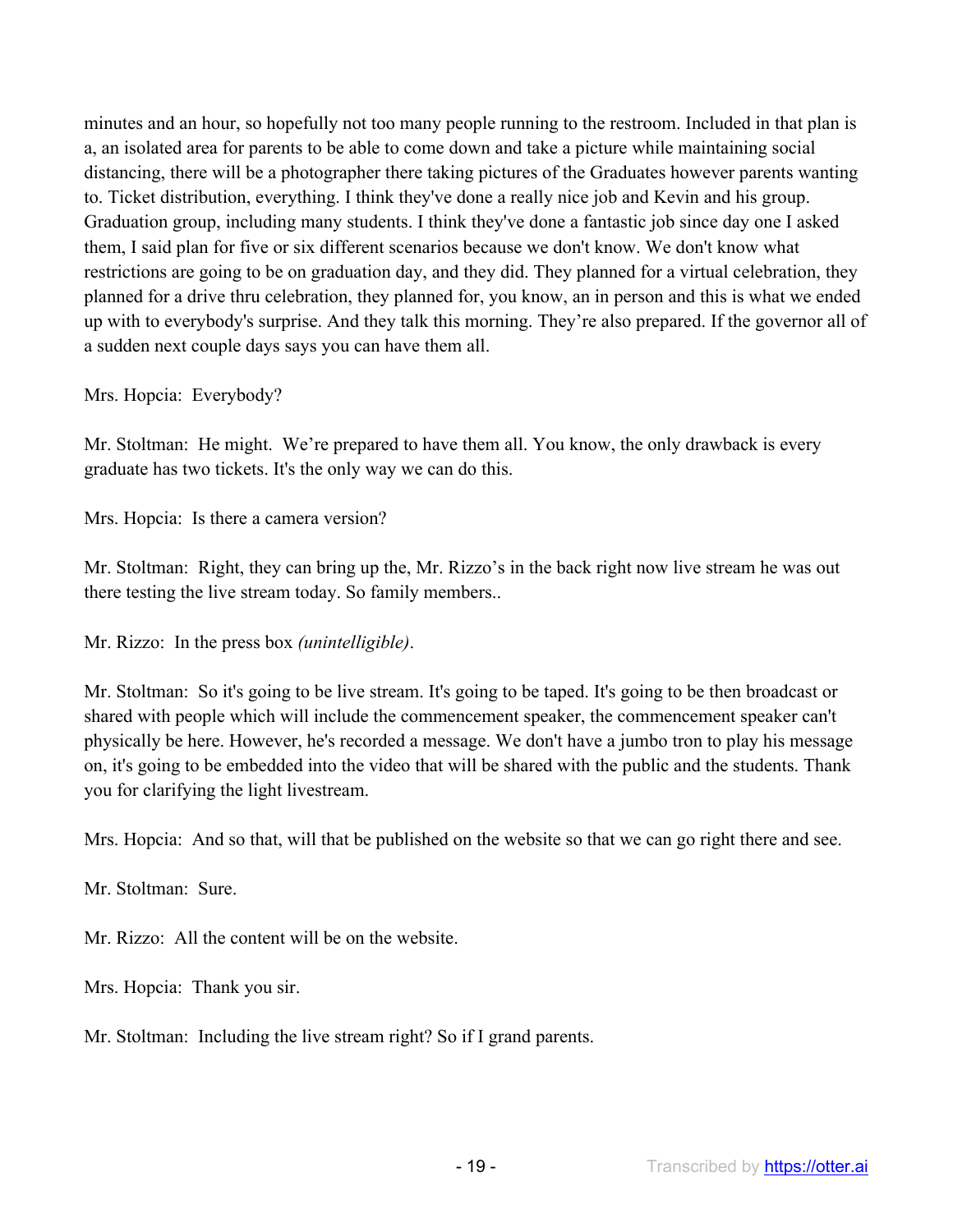minutes and an hour, so hopefully not too many people running to the restroom. Included in that plan is a, an isolated area for parents to be able to come down and take a picture while maintaining social distancing, there will be a photographer there taking pictures of the Graduates however parents wanting to. Ticket distribution, everything. I think they've done a really nice job and Kevin and his group. Graduation group, including many students. I think they've done a fantastic job since day one I asked them, I said plan for five or six different scenarios because we don't know. We don't know what restrictions are going to be on graduation day, and they did. They planned for a virtual celebration, they planned for a drive thru celebration, they planned for, you know, an in person and this is what we ended up with to everybody's surprise. And they talk this morning. They're also prepared. If the governor all of a sudden next couple days says you can have them all.

Mrs. Hopcia: Everybody?

Mr. Stoltman: He might. We're prepared to have them all. You know, the only drawback is every graduate has two tickets. It's the only way we can do this.

Mrs. Hopcia: Is there a camera version?

Mr. Stoltman: Right, they can bring up the, Mr. Rizzo's in the back right now live stream he was out there testing the live stream today. So family members..

Mr. Rizzo: In the press box *(unintelligible)*.

Mr. Stoltman: So it's going to be live stream. It's going to be taped. It's going to be then broadcast or shared with people which will include the commencement speaker, the commencement speaker can't physically be here. However, he's recorded a message. We don't have a jumbo tron to play his message on, it's going to be embedded into the video that will be shared with the public and the students. Thank you for clarifying the light livestream.

Mrs. Hopcia: And so that, will that be published on the website so that we can go right there and see.

Mr. Stoltman: Sure.

Mr. Rizzo: All the content will be on the website.

Mrs. Hopcia: Thank you sir.

Mr. Stoltman: Including the live stream right? So if I grand parents.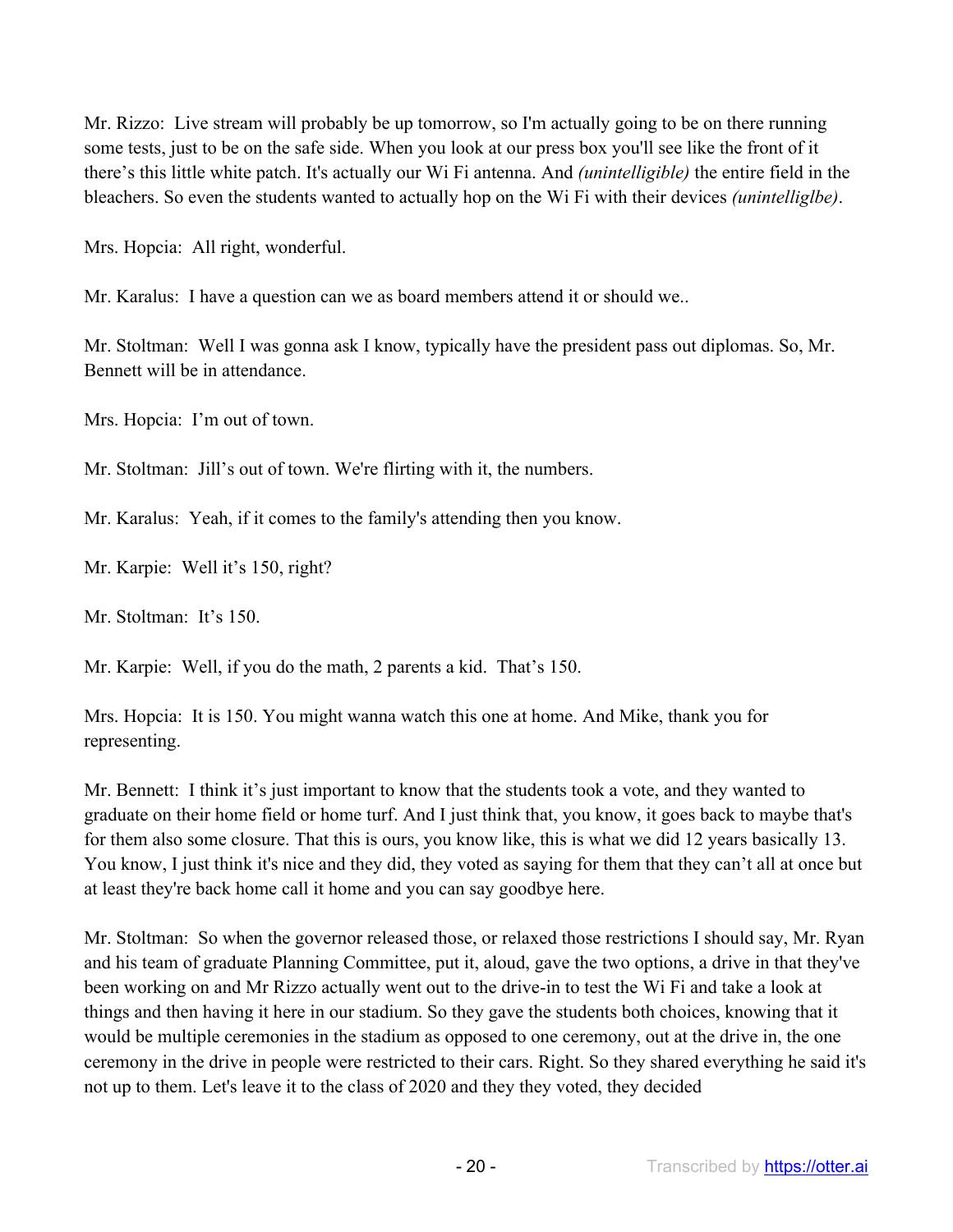Mr. Rizzo: Live stream will probably be up tomorrow, so I'm actually going to be on there running some tests, just to be on the safe side. When you look at our press box you'll see like the front of it there's this little white patch. It's actually our Wi Fi antenna. And *(unintelligible)* the entire field in the bleachers. So even the students wanted to actually hop on the Wi Fi with their devices *(unintelliglbe)*.

Mrs. Hopcia: All right, wonderful.

Mr. Karalus: I have a question can we as board members attend it or should we..

Mr. Stoltman: Well I was gonna ask I know, typically have the president pass out diplomas. So, Mr. Bennett will be in attendance.

Mrs. Hopcia: I'm out of town.

Mr. Stoltman: Jill's out of town. We're flirting with it, the numbers.

Mr. Karalus: Yeah, if it comes to the family's attending then you know.

Mr. Karpie: Well it's 150, right?

Mr. Stoltman: It's 150.

Mr. Karpie: Well, if you do the math, 2 parents a kid. That's 150.

Mrs. Hopcia: It is 150. You might wanna watch this one at home. And Mike, thank you for representing.

Mr. Bennett: I think it's just important to know that the students took a vote, and they wanted to graduate on their home field or home turf. And I just think that, you know, it goes back to maybe that's for them also some closure. That this is ours, you know like, this is what we did 12 years basically 13. You know, I just think it's nice and they did, they voted as saying for them that they can't all at once but at least they're back home call it home and you can say goodbye here.

Mr. Stoltman: So when the governor released those, or relaxed those restrictions I should say, Mr. Ryan and his team of graduate Planning Committee, put it, aloud, gave the two options, a drive in that they've been working on and Mr Rizzo actually went out to the drive-in to test the Wi Fi and take a look at things and then having it here in our stadium. So they gave the students both choices, knowing that it would be multiple ceremonies in the stadium as opposed to one ceremony, out at the drive in, the one ceremony in the drive in people were restricted to their cars. Right. So they shared everything he said it's not up to them. Let's leave it to the class of 2020 and they they voted, they decided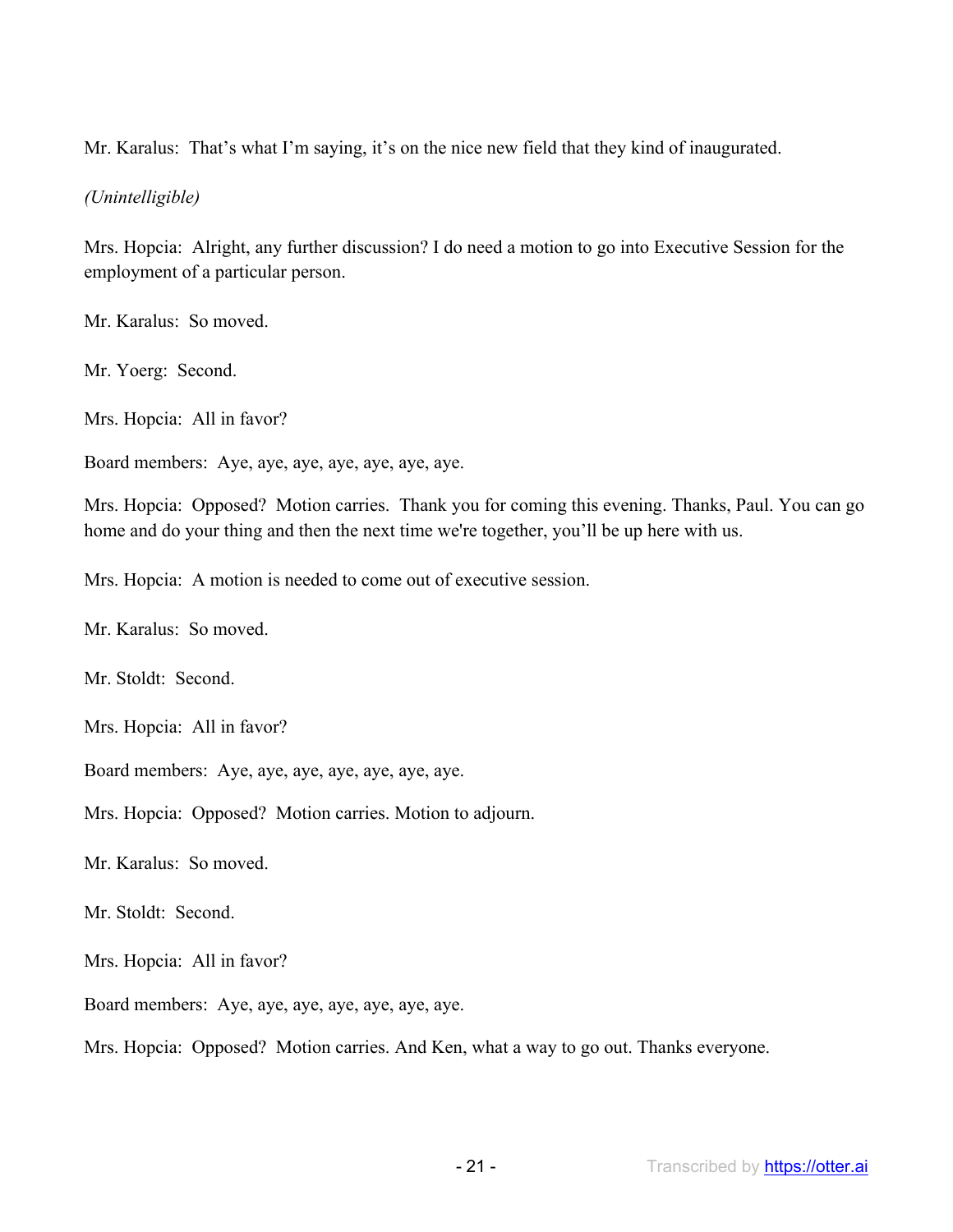Mr. Karalus: That's what I'm saying, it's on the nice new field that they kind of inaugurated.

*(Unintelligible)*

Mrs. Hopcia: Alright, any further discussion? I do need a motion to go into Executive Session for the employment of a particular person.

Mr. Karalus: So moved.

Mr. Yoerg: Second.

Mrs. Hopcia: All in favor?

Board members: Aye, aye, aye, aye, aye, aye, aye.

Mrs. Hopcia: Opposed? Motion carries. Thank you for coming this evening. Thanks, Paul. You can go home and do your thing and then the next time we're together, you'll be up here with us.

Mrs. Hopcia: A motion is needed to come out of executive session.

Mr. Karalus: So moved.

Mr. Stoldt: Second.

Mrs. Hopcia: All in favor?

Board members: Aye, aye, aye, aye, aye, aye, aye.

Mrs. Hopcia: Opposed? Motion carries. Motion to adjourn.

Mr. Karalus: So moved.

Mr. Stoldt: Second.

Mrs. Hopcia: All in favor?

Board members: Aye, aye, aye, aye, aye, aye, aye.

Mrs. Hopcia: Opposed? Motion carries. And Ken, what a way to go out. Thanks everyone.

Transcribed by https://otter.ai